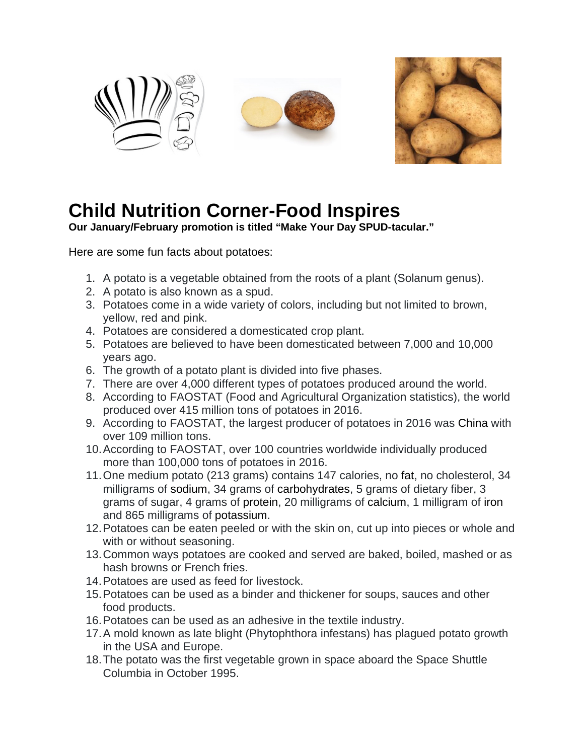# Child Nutrition Corner-Food Inspires

**Our January/February promotion is titled "Make Your Day SPUD-tacular."**

Here are some fun facts about potatoes:

1. A potato is a vegetable obtained from the roots of a plant (Solanum genus).
2. A potato is also known as a spud.
3. Potatoes come in a wide variety of colors, including but not limited to brown, yellow, red and pink.
4. Potatoes are considered a domesticated crop plant.
5. Potatoes are believed to have been domesticated between 7,000 and 10,000 years ago.
6. The growth of a potato plant is divided into five phases.
7. There are over 4,000 different types of potatoes produced around the world.
8. According to FAOSTAT (Food and Agricultural Organization statistics), the world produced over 415 million tons of potatoes in 2016.
9. According to FAOSTAT, the largest producer of potatoes in 2016 was China with over 109 million tons.
10. According to FAOSTAT, over 100 countries worldwide individually produced more than 100,000 tons of potatoes in 2016.
11. One medium potato (213 grams) contains 147 calories, no fat, no cholesterol, 34 milligrams of sodium, 34 grams of carbohydrates, 5 grams of dietary fiber, 3 grams of sugar, 4 grams of protein, 20 milligrams of calcium, 1 milligram of iron and 865 milligrams of potassium.
12. Potatoes can be eaten peeled or with the skin on, cut up into pieces or whole and with or without seasoning.
13. Common ways potatoes are cooked and served are baked, boiled, mashed or as hash browns or French fries.
14. Potatoes are used as feed for livestock.
15. Potatoes can be used as a binder and thickener for soups, sauces and other food products.
16. Potatoes can be used as an adhesive in the textile industry.
17. A mold known as late blight (Phytophthora infestans) has plagued potato growth in the USA and Europe.
18. The potato was the first vegetable grown in space aboard the Space Shuttle Columbia in October 1995.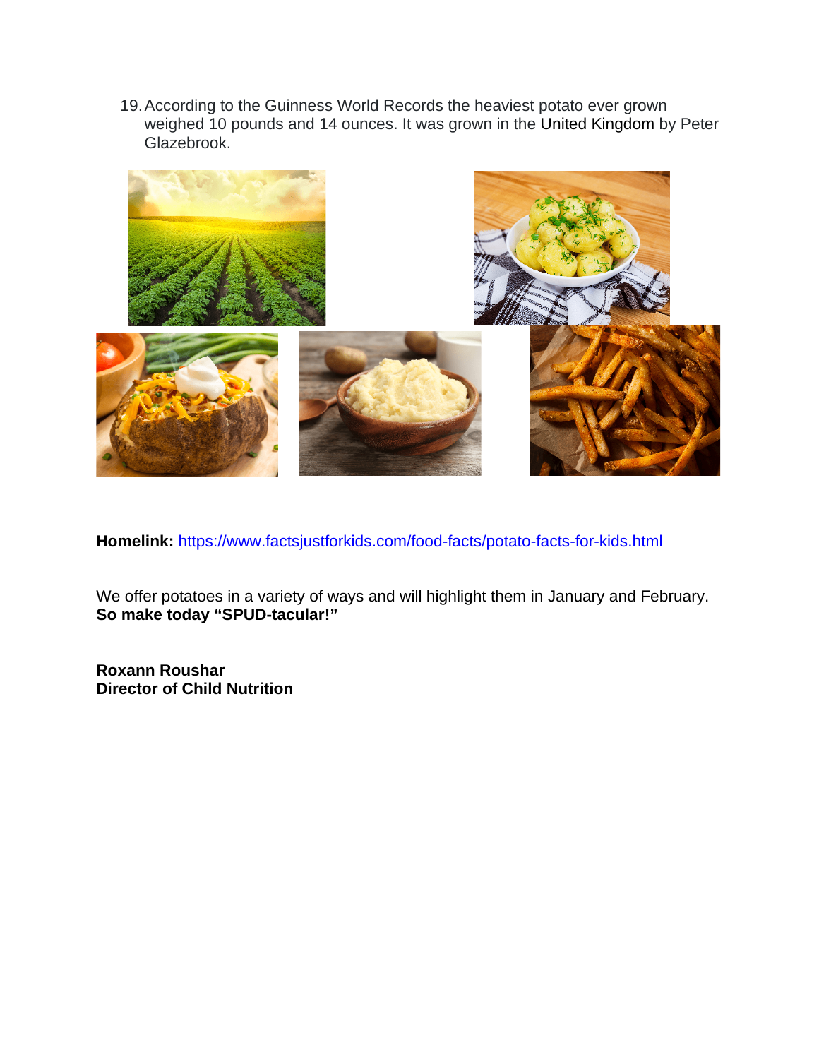19. According to the Guinness World Records the heaviest potato ever grown weighed 10 pounds and 14 ounces. It was grown in the United Kingdom by Peter Glazebrook.

**Homelink:** [https://www.factsjustforkids.com/food-facts/potato-facts-for-kids.html](https://www.factsjustforkids.com/food-facts/potato-facts-for-kids.html)

We offer potatoes in a variety of ways and will highlight them in January and February.
**So make today "SPUD-tacular!"**

**Roxann Roushar**
**Director of Child Nutrition**